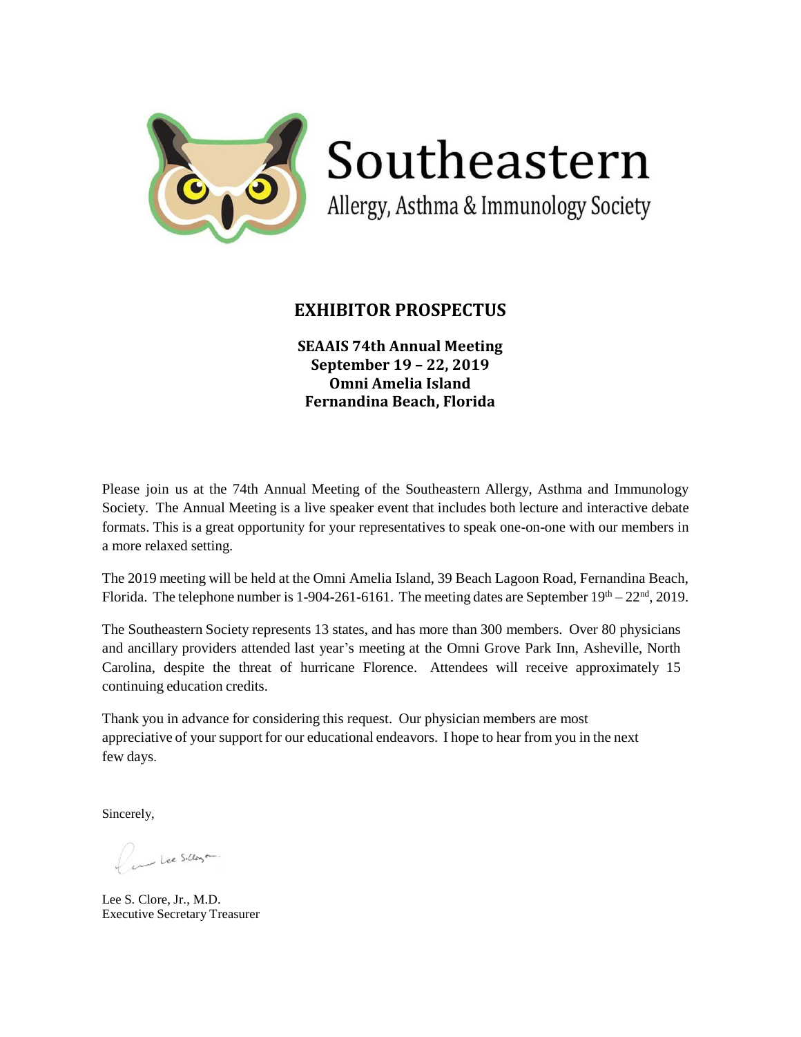# Southeastern

Allergy, Asthma & Immunology Society

## EXHIBITOR PROSPECTUS

**SEAAIS 74th Annual Meeting**
**September 19 – 22, 2019**
**Omni Amelia Island**
**Fernandina Beach, Florida**

Please join us at the 74th Annual Meeting of the Southeastern Allergy, Asthma and Immunology Society. The Annual Meeting is a live speaker event that includes both lecture and interactive debate formats. This is a great opportunity for your representatives to speak one-on-one with our members in a more relaxed setting.

The 2019 meeting will be held at the Omni Amelia Island, 39 Beach Lagoon Road, Fernandina Beach, Florida. The telephone number is 1-904-261-6161. The meeting dates are September 19th – 22nd, 2019.

The Southeastern Society represents 13 states, and has more than 300 members. Over 80 physicians and ancillary providers attended last year's meeting at the Omni Grove Park Inn, Asheville, North Carolina, despite the threat of hurricane Florence. Attendees will receive approximately 15 continuing education credits.

Thank you in advance for considering this request. Our physician members are most appreciative of your support for our educational endeavors. I hope to hear from you in the next few days.

Sincerely,

Lee S. Clore, Jr., M.D.
Executive Secretary Treasurer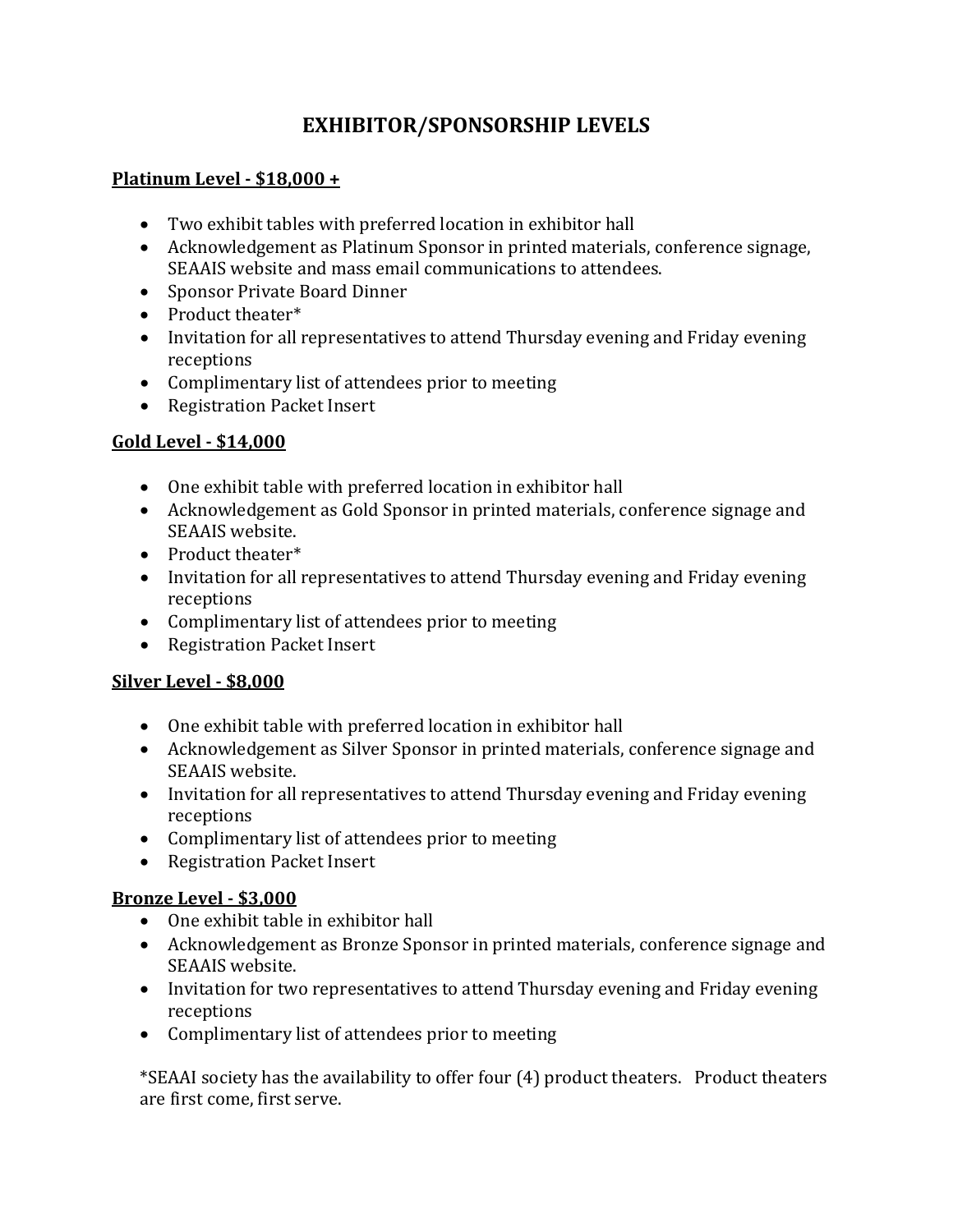# EXHIBITOR/SPONSORSHIP LEVELS

**Platinum Level - $18,000 +**

- Two exhibit tables with preferred location in exhibitor hall
- Acknowledgement as Platinum Sponsor in printed materials, conference signage, SEAAIS website and mass email communications to attendees.
- Sponsor Private Board Dinner
- Product theater*
- Invitation for all representatives to attend Thursday evening and Friday evening receptions
- Complimentary list of attendees prior to meeting
- Registration Packet Insert

**Gold Level - $14,000**

- One exhibit table with preferred location in exhibitor hall
- Acknowledgement as Gold Sponsor in printed materials, conference signage and SEAAIS website.
- Product theater*
- Invitation for all representatives to attend Thursday evening and Friday evening receptions
- Complimentary list of attendees prior to meeting
- Registration Packet Insert

**Silver Level - $8,000**

- One exhibit table with preferred location in exhibitor hall
- Acknowledgement as Silver Sponsor in printed materials, conference signage and SEAAIS website.
- Invitation for all representatives to attend Thursday evening and Friday evening receptions
- Complimentary list of attendees prior to meeting
- Registration Packet Insert

**Bronze Level - $3,000**

- One exhibit table in exhibitor hall
- Acknowledgement as Bronze Sponsor in printed materials, conference signage and SEAAIS website.
- Invitation for two representatives to attend Thursday evening and Friday evening receptions
- Complimentary list of attendees prior to meeting

*SEAAI society has the availability to offer four (4) product theaters. Product theaters are first come, first serve.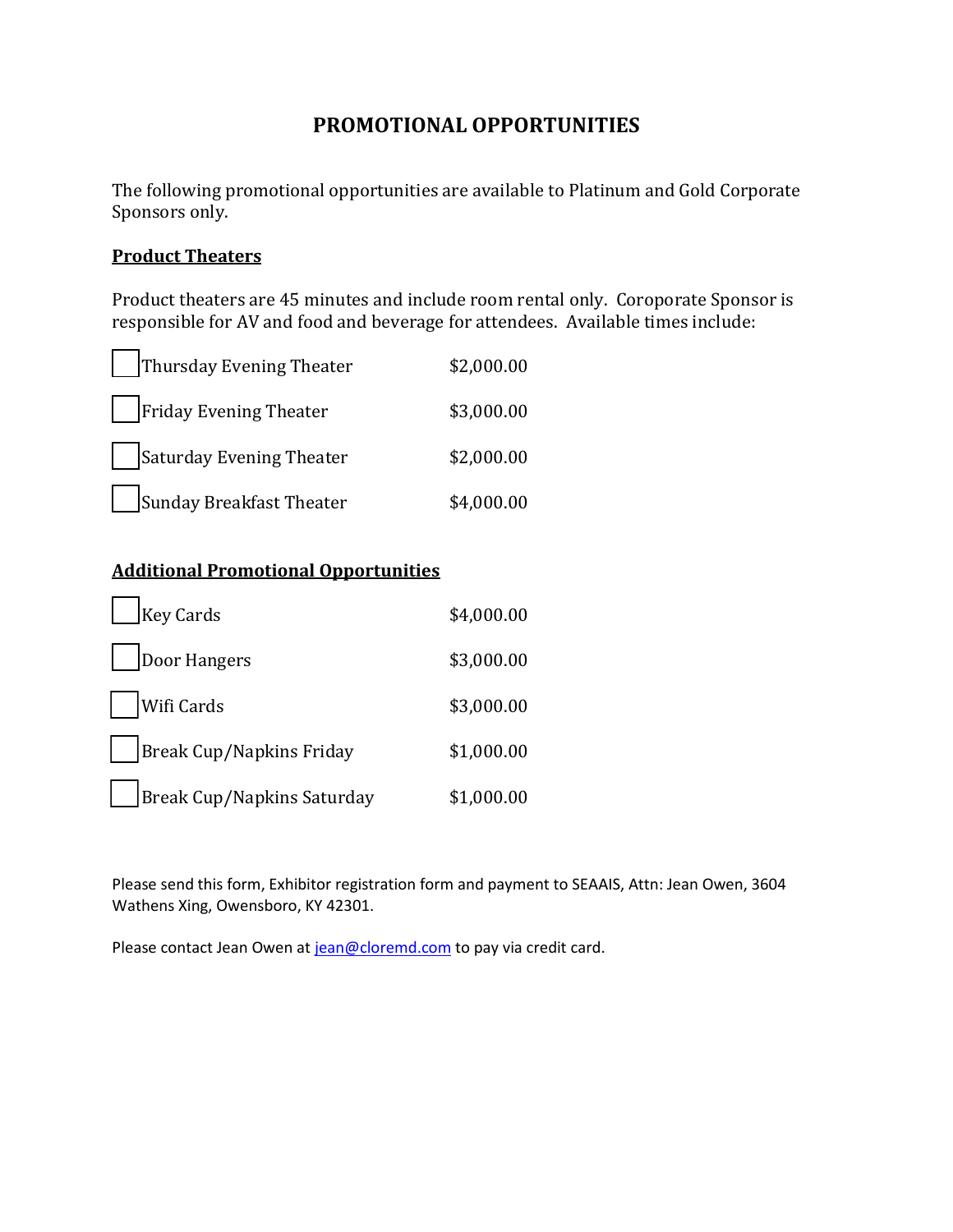# PROMOTIONAL OPPORTUNITIES

The following promotional opportunities are available to Platinum and Gold Corporate Sponsors only.

**Product Theaters**

Product theaters are 45 minutes and include room rental only. Coroporate Sponsor is responsible for AV and food and beverage for attendees. Available times include:

- ☐ Thursday Evening Theater $2,000.00
- ☐ Friday Evening Theater $3,000.00
- ☐ Saturday Evening Theater $2,000.00
- ☐ Sunday Breakfast Theater $4,000.00

**Additional Promotional Opportunities**

- ☐ Key Cards $4,000.00
- ☐ Door Hangers $3,000.00
- ☐ Wifi Cards $3,000.00
- ☐ Break Cup/Napkins Friday $1,000.00
- ☐ Break Cup/Napkins Saturday $1,000.00

Please send this form, Exhibitor registration form and payment to SEAAIS, Attn: Jean Owen, 3604 Wathens Xing, Owensboro, KY 42301.

Please contact Jean Owen at jean@cloremd.com to pay via credit card.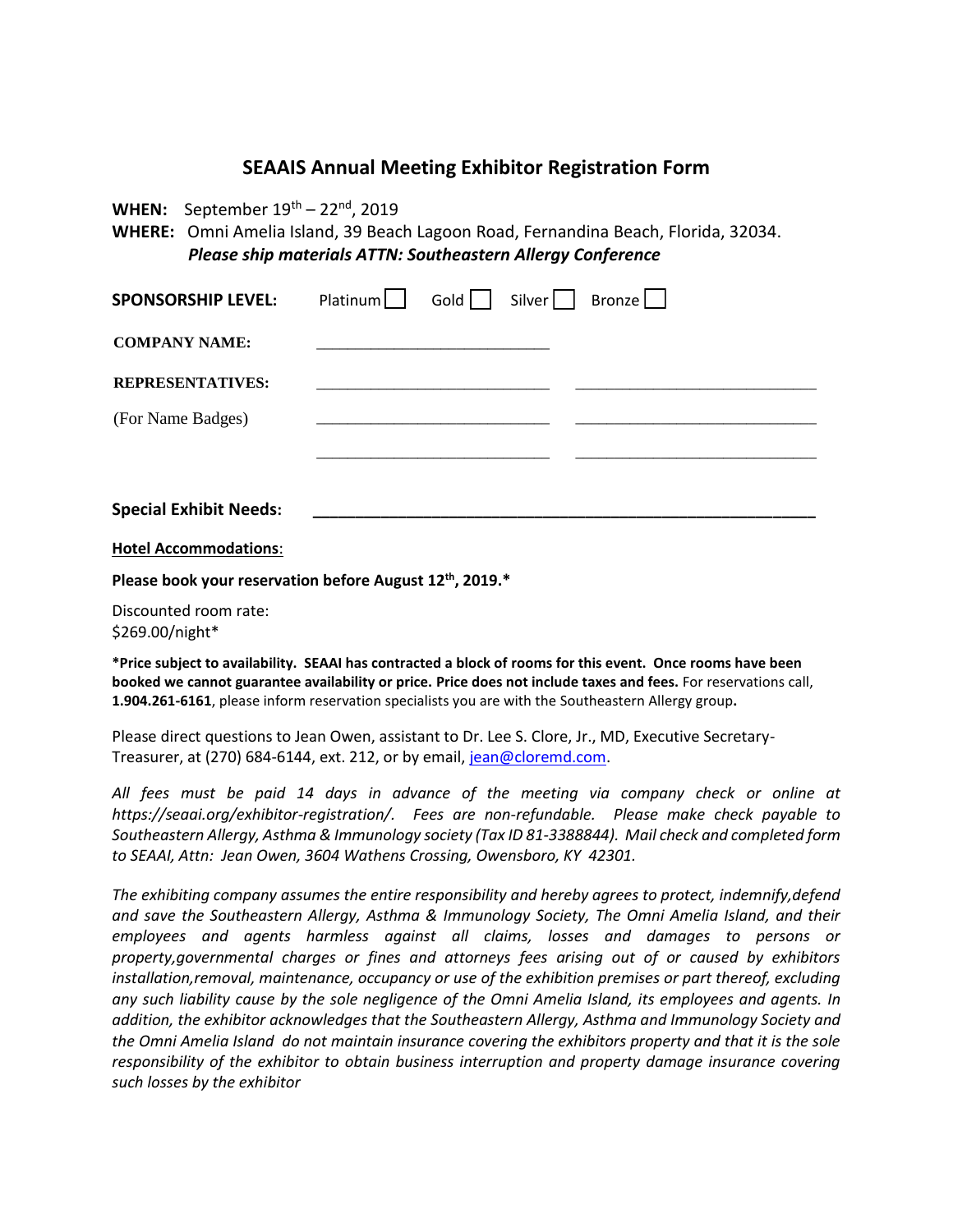# SEAAIS Annual Meeting Exhibitor Registration Form

**WHEN:** September 19th – 22nd, 2019

**WHERE:** Omni Amelia Island, 39 Beach Lagoon Road, Fernandina Beach, Florida, 32034.

***Please ship materials ATTN: Southeastern Allergy Conference***

**SPONSORSHIP LEVEL:** Platinum ☐ Gold ☐ Silver ☐ Bronze ☐

**COMPANY NAME:** ____________________________

**REPRESENTATIVES:** ____________________________ ____________________________

(For Name Badges) ____________________________ ____________________________

____________________________ ____________________________

**Special Exhibit Needs:** ________________________________________________________

**Hotel Accommodations**:

**Please book your reservation before August 12th, 2019.***

Discounted room rate:
$269.00/night*

**\*Price subject to availability. SEAAI has contracted a block of rooms for this event. Once rooms have been booked we cannot guarantee availability or price. Price does not include taxes and fees.** For reservations call, **1.904.261-6161**, please inform reservation specialists you are with the Southeastern Allergy group**.**

Please direct questions to Jean Owen, assistant to Dr. Lee S. Clore, Jr., MD, Executive Secretary-Treasurer, at (270) 684-6144, ext. 212, or by email, jean@cloremd.com.

*All fees must be paid 14 days in advance of the meeting via company check or online at https://seaai.org/exhibitor-registration/. Fees are non-refundable. Please make check payable to Southeastern Allergy, Asthma & Immunology society (Tax ID 81-3388844). Mail check and completed form to SEAAI, Attn: Jean Owen, 3604 Wathens Crossing, Owensboro, KY 42301.*

*The exhibiting company assumes the entire responsibility and hereby agrees to protect, indemnify,defend and save the Southeastern Allergy, Asthma & Immunology Society, The Omni Amelia Island, and their employees and agents harmless against all claims, losses and damages to persons or property,governmental charges or fines and attorneys fees arising out of or caused by exhibitors installation,removal, maintenance, occupancy or use of the exhibition premises or part thereof, excluding any such liability cause by the sole negligence of the Omni Amelia Island, its employees and agents. In addition, the exhibitor acknowledges that the Southeastern Allergy, Asthma and Immunology Society and the Omni Amelia Island do not maintain insurance covering the exhibitors property and that it is the sole responsibility of the exhibitor to obtain business interruption and property damage insurance covering such losses by the exhibitor*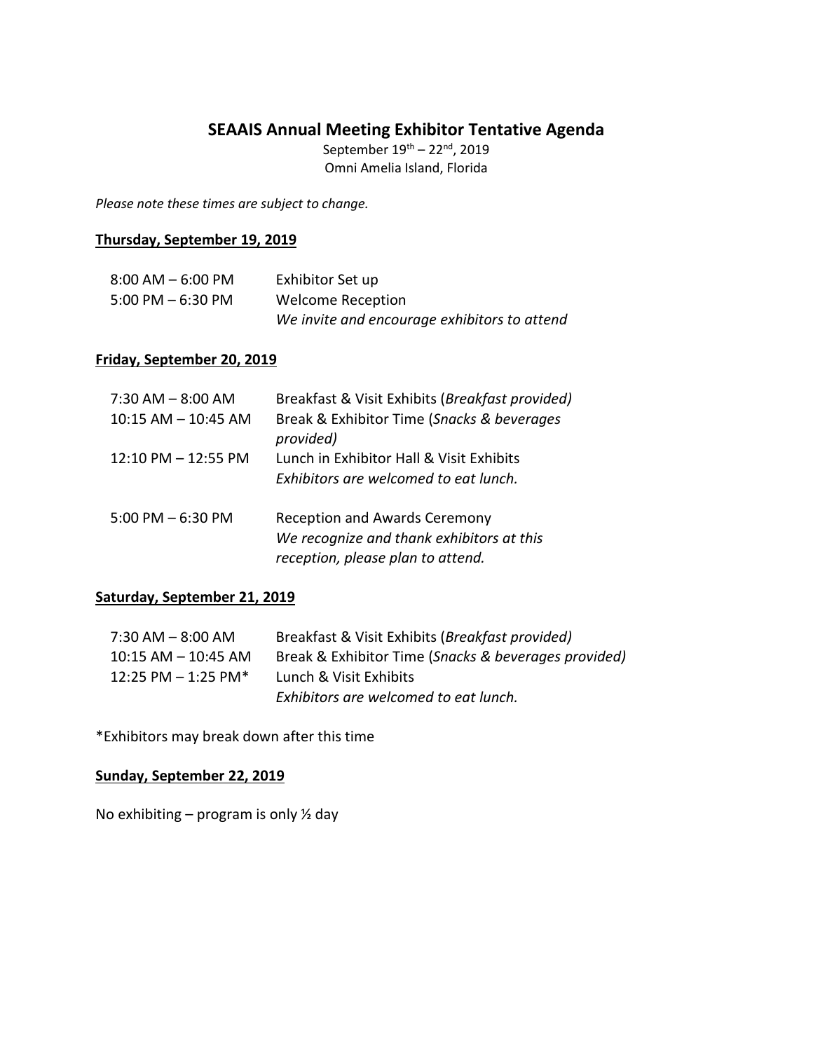# SEAAIS Annual Meeting Exhibitor Tentative Agenda

September 19th – 22nd, 2019
Omni Amelia Island, Florida

*Please note these times are subject to change.*

**Thursday, September 19, 2019**

| | |
|---|---|
| 8:00 AM – 6:00 PM | Exhibitor Set up |
| 5:00 PM – 6:30 PM | Welcome Reception<br>*We invite and encourage exhibitors to attend* |

**Friday, September 20, 2019**

| | |
|---|---|
| 7:30 AM – 8:00 AM | Breakfast & Visit Exhibits (*Breakfast provided)* |
| 10:15 AM – 10:45 AM | Break & Exhibitor Time (*Snacks & beverages provided)* |
| 12:10 PM – 12:55 PM | Lunch in Exhibitor Hall & Visit Exhibits<br>*Exhibitors are welcomed to eat lunch.* |
| 5:00 PM – 6:30 PM | Reception and Awards Ceremony<br>*We recognize and thank exhibitors at this reception, please plan to attend.* |

**Saturday, September 21, 2019**

| | |
|---|---|
| 7:30 AM – 8:00 AM | Breakfast & Visit Exhibits (*Breakfast provided)* |
| 10:15 AM – 10:45 AM | Break & Exhibitor Time (*Snacks & beverages provided)* |
| 12:25 PM – 1:25 PM* | Lunch & Visit Exhibits<br>*Exhibitors are welcomed to eat lunch.* |

*Exhibitors may break down after this time

**Sunday, September 22, 2019**

No exhibiting – program is only ½ day